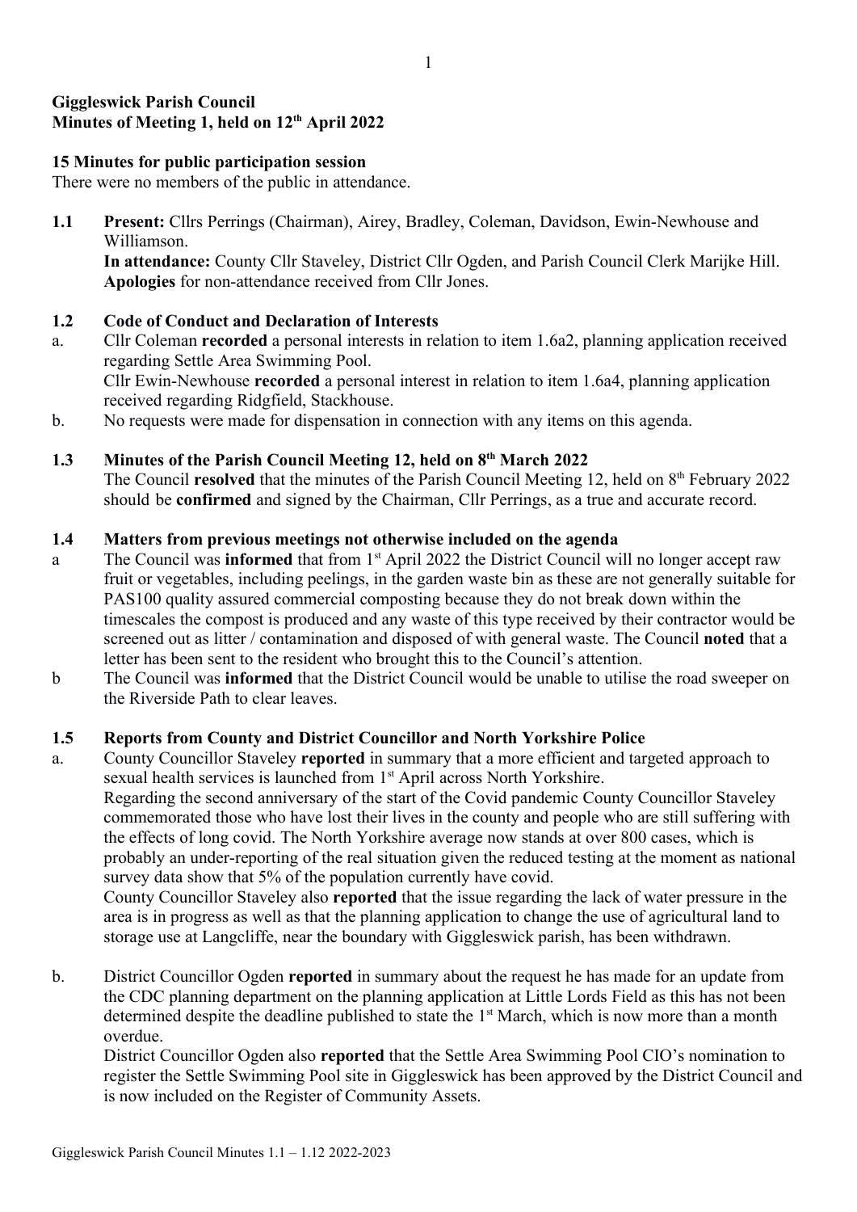**Giggleswick Parish Council**
**Minutes of Meeting 1, held on 12th April 2022**

**15 Minutes for public participation session**
There were no members of the public in attendance.

**1.1 Present:** Cllrs Perrings (Chairman), Airey, Bradley, Coleman, Davidson, Ewin-Newhouse and Williamson.
**In attendance:** County Cllr Staveley, District Cllr Ogden, and Parish Council Clerk Marijke Hill.
**Apologies** for non-attendance received from Cllr Jones.

**1.2 Code of Conduct and Declaration of Interests**

a. Cllr Coleman **recorded** a personal interests in relation to item 1.6a2, planning application received regarding Settle Area Swimming Pool.
Cllr Ewin-Newhouse **recorded** a personal interest in relation to item 1.6a4, planning application received regarding Ridgfield, Stackhouse.

b. No requests were made for dispensation in connection with any items on this agenda.

**1.3 Minutes of the Parish Council Meeting 12, held on 8th March 2022**
The Council **resolved** that the minutes of the Parish Council Meeting 12, held on 8th February 2022 should be **confirmed** and signed by the Chairman, Cllr Perrings, as a true and accurate record.

**1.4 Matters from previous meetings not otherwise included on the agenda**

a The Council was **informed** that from 1st April 2022 the District Council will no longer accept raw fruit or vegetables, including peelings, in the garden waste bin as these are not generally suitable for PAS100 quality assured commercial composting because they do not break down within the timescales the compost is produced and any waste of this type received by their contractor would be screened out as litter / contamination and disposed of with general waste. The Council **noted** that a letter has been sent to the resident who brought this to the Council's attention.

b The Council was **informed** that the District Council would be unable to utilise the road sweeper on the Riverside Path to clear leaves.

**1.5 Reports from County and District Councillor and North Yorkshire Police**

a. County Councillor Staveley **reported** in summary that a more efficient and targeted approach to sexual health services is launched from 1st April across North Yorkshire.
Regarding the second anniversary of the start of the Covid pandemic County Councillor Staveley commemorated those who have lost their lives in the county and people who are still suffering with the effects of long covid. The North Yorkshire average now stands at over 800 cases, which is probably an under-reporting of the real situation given the reduced testing at the moment as national survey data show that 5% of the population currently have covid.
County Councillor Staveley also **reported** that the issue regarding the lack of water pressure in the area is in progress as well as that the planning application to change the use of agricultural land to storage use at Langcliffe, near the boundary with Giggleswick parish, has been withdrawn.

b. District Councillor Ogden **reported** in summary about the request he has made for an update from the CDC planning department on the planning application at Little Lords Field as this has not been determined despite the deadline published to state the 1st March, which is now more than a month overdue.
District Councillor Ogden also **reported** that the Settle Area Swimming Pool CIO's nomination to register the Settle Swimming Pool site in Giggleswick has been approved by the District Council and is now included on the Register of Community Assets.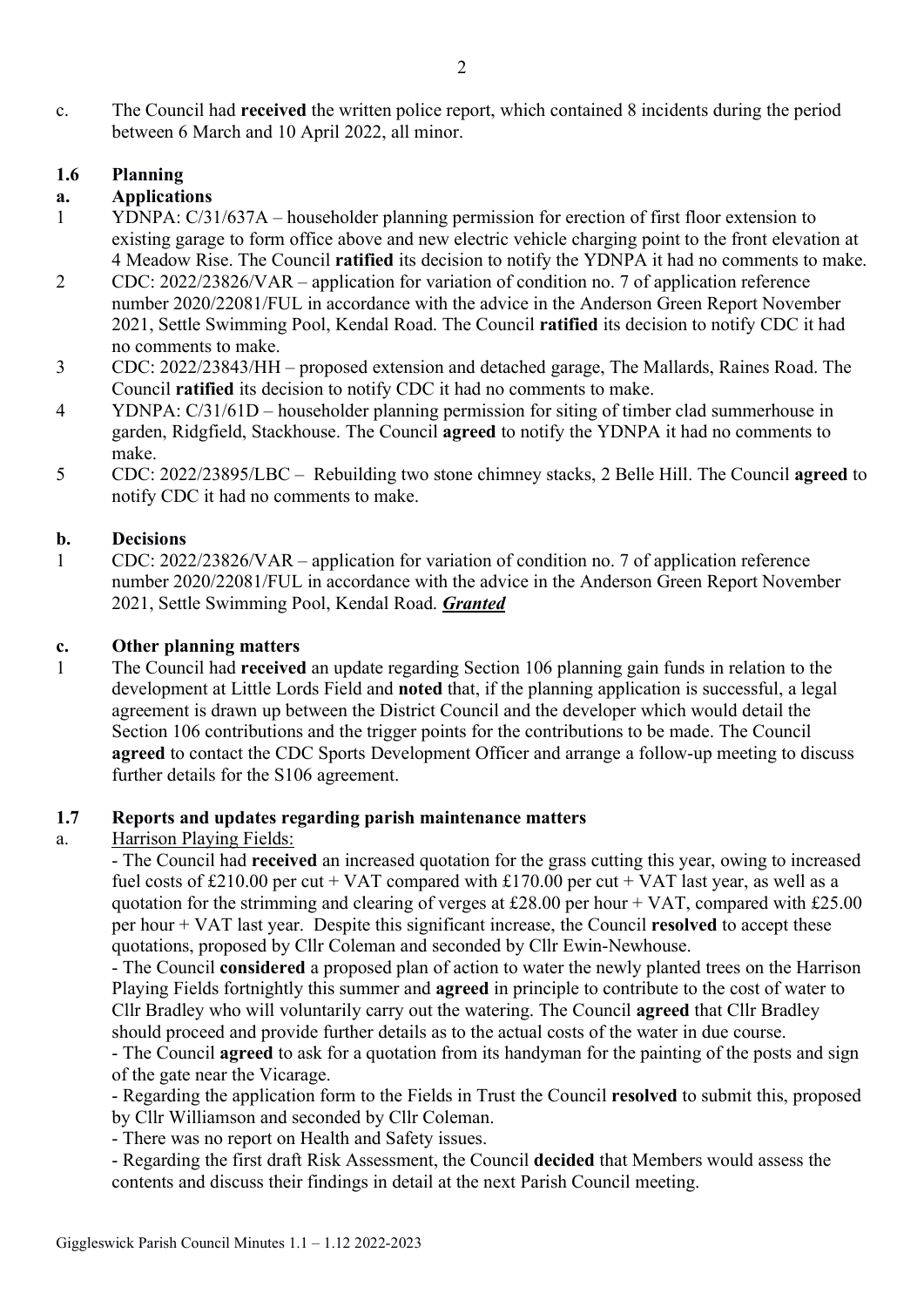c. The Council had **received** the written police report, which contained 8 incidents during the period between 6 March and 10 April 2022, all minor.

### 1.6 Planning

#### a. Applications

1. YDNPA: C/31/637A – householder planning permission for erection of first floor extension to existing garage to form office above and new electric vehicle charging point to the front elevation at 4 Meadow Rise. The Council **ratified** its decision to notify the YDNPA it had no comments to make.
2. CDC: 2022/23826/VAR – application for variation of condition no. 7 of application reference number 2020/22081/FUL in accordance with the advice in the Anderson Green Report November 2021, Settle Swimming Pool, Kendal Road. The Council **ratified** its decision to notify CDC it had no comments to make.
3. CDC: 2022/23843/HH – proposed extension and detached garage, The Mallards, Raines Road. The Council **ratified** its decision to notify CDC it had no comments to make.
4. YDNPA: C/31/61D – householder planning permission for siting of timber clad summerhouse in garden, Ridgfield, Stackhouse. The Council **agreed** to notify the YDNPA it had no comments to make.
5. CDC: 2022/23895/LBC – Rebuilding two stone chimney stacks, 2 Belle Hill. The Council **agreed** to notify CDC it had no comments to make.

#### b. Decisions

1. CDC: 2022/23826/VAR – application for variation of condition no. 7 of application reference number 2020/22081/FUL in accordance with the advice in the Anderson Green Report November 2021, Settle Swimming Pool, Kendal Road. ***Granted***

#### c. Other planning matters

1. The Council had **received** an update regarding Section 106 planning gain funds in relation to the development at Little Lords Field and **noted** that, if the planning application is successful, a legal agreement is drawn up between the District Council and the developer which would detail the Section 106 contributions and the trigger points for the contributions to be made. The Council **agreed** to contact the CDC Sports Development Officer and arrange a follow-up meeting to discuss further details for the S106 agreement.

### 1.7 Reports and updates regarding parish maintenance matters

a. Harrison Playing Fields:

- The Council had **received** an increased quotation for the grass cutting this year, owing to increased fuel costs of £210.00 per cut + VAT compared with £170.00 per cut + VAT last year, as well as a quotation for the strimming and clearing of verges at £28.00 per hour + VAT, compared with £25.00 per hour + VAT last year. Despite this significant increase, the Council **resolved** to accept these quotations, proposed by Cllr Coleman and seconded by Cllr Ewin-Newhouse.
- The Council **considered** a proposed plan of action to water the newly planted trees on the Harrison Playing Fields fortnightly this summer and **agreed** in principle to contribute to the cost of water to Cllr Bradley who will voluntarily carry out the watering. The Council **agreed** that Cllr Bradley should proceed and provide further details as to the actual costs of the water in due course.
- The Council **agreed** to ask for a quotation from its handyman for the painting of the posts and sign of the gate near the Vicarage.
- Regarding the application form to the Fields in Trust the Council **resolved** to submit this, proposed by Cllr Williamson and seconded by Cllr Coleman.
- There was no report on Health and Safety issues.
- Regarding the first draft Risk Assessment, the Council **decided** that Members would assess the contents and discuss their findings in detail at the next Parish Council meeting.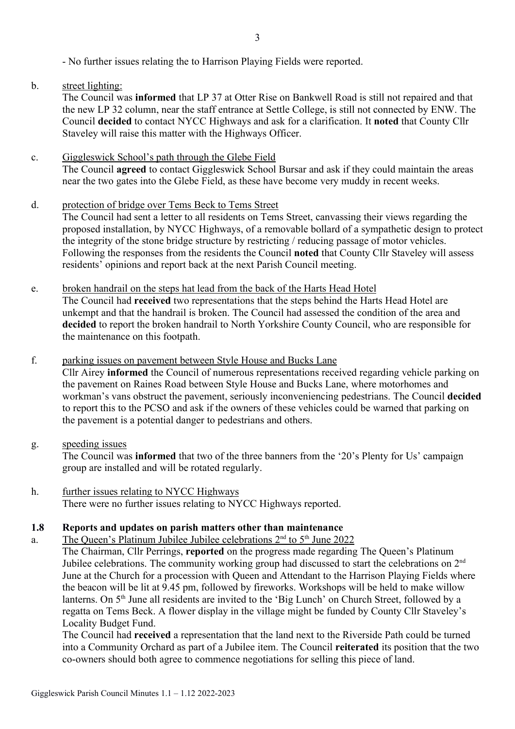- No further issues relating the to Harrison Playing Fields were reported.

b. street lighting:

The Council was **informed** that LP 37 at Otter Rise on Bankwell Road is still not repaired and that the new LP 32 column, near the staff entrance at Settle College, is still not connected by ENW. The Council **decided** to contact NYCC Highways and ask for a clarification. It **noted** that County Cllr Staveley will raise this matter with the Highways Officer.

c. Giggleswick School's path through the Glebe Field

The Council **agreed** to contact Giggleswick School Bursar and ask if they could maintain the areas near the two gates into the Glebe Field, as these have become very muddy in recent weeks.

d. protection of bridge over Tems Beck to Tems Street

The Council had sent a letter to all residents on Tems Street, canvassing their views regarding the proposed installation, by NYCC Highways, of a removable bollard of a sympathetic design to protect the integrity of the stone bridge structure by restricting / reducing passage of motor vehicles. Following the responses from the residents the Council **noted** that County Cllr Staveley will assess residents' opinions and report back at the next Parish Council meeting.

e. broken handrail on the steps hat lead from the back of the Harts Head Hotel

The Council had **received** two representations that the steps behind the Harts Head Hotel are unkempt and that the handrail is broken. The Council had assessed the condition of the area and **decided** to report the broken handrail to North Yorkshire County Council, who are responsible for the maintenance on this footpath.

f. parking issues on pavement between Style House and Bucks Lane

Cllr Airey **informed** the Council of numerous representations received regarding vehicle parking on the pavement on Raines Road between Style House and Bucks Lane, where motorhomes and workman's vans obstruct the pavement, seriously inconveniencing pedestrians. The Council **decided** to report this to the PCSO and ask if the owners of these vehicles could be warned that parking on the pavement is a potential danger to pedestrians and others.

g. speeding issues

The Council was **informed** that two of the three banners from the '20's Plenty for Us' campaign group are installed and will be rotated regularly.

h. further issues relating to NYCC Highways

There were no further issues relating to NYCC Highways reported.

**1.8 Reports and updates on parish matters other than maintenance**

a. The Queen's Platinum Jubilee Jubilee celebrations 2nd to 5th June 2022

The Chairman, Cllr Perrings, **reported** on the progress made regarding The Queen's Platinum Jubilee celebrations. The community working group had discussed to start the celebrations on 2nd June at the Church for a procession with Queen and Attendant to the Harrison Playing Fields where the beacon will be lit at 9.45 pm, followed by fireworks. Workshops will be held to make willow lanterns. On 5th June all residents are invited to the 'Big Lunch' on Church Street, followed by a regatta on Tems Beck. A flower display in the village might be funded by County Cllr Staveley's Locality Budget Fund.

The Council had **received** a representation that the land next to the Riverside Path could be turned into a Community Orchard as part of a Jubilee item. The Council **reiterated** its position that the two co-owners should both agree to commence negotiations for selling this piece of land.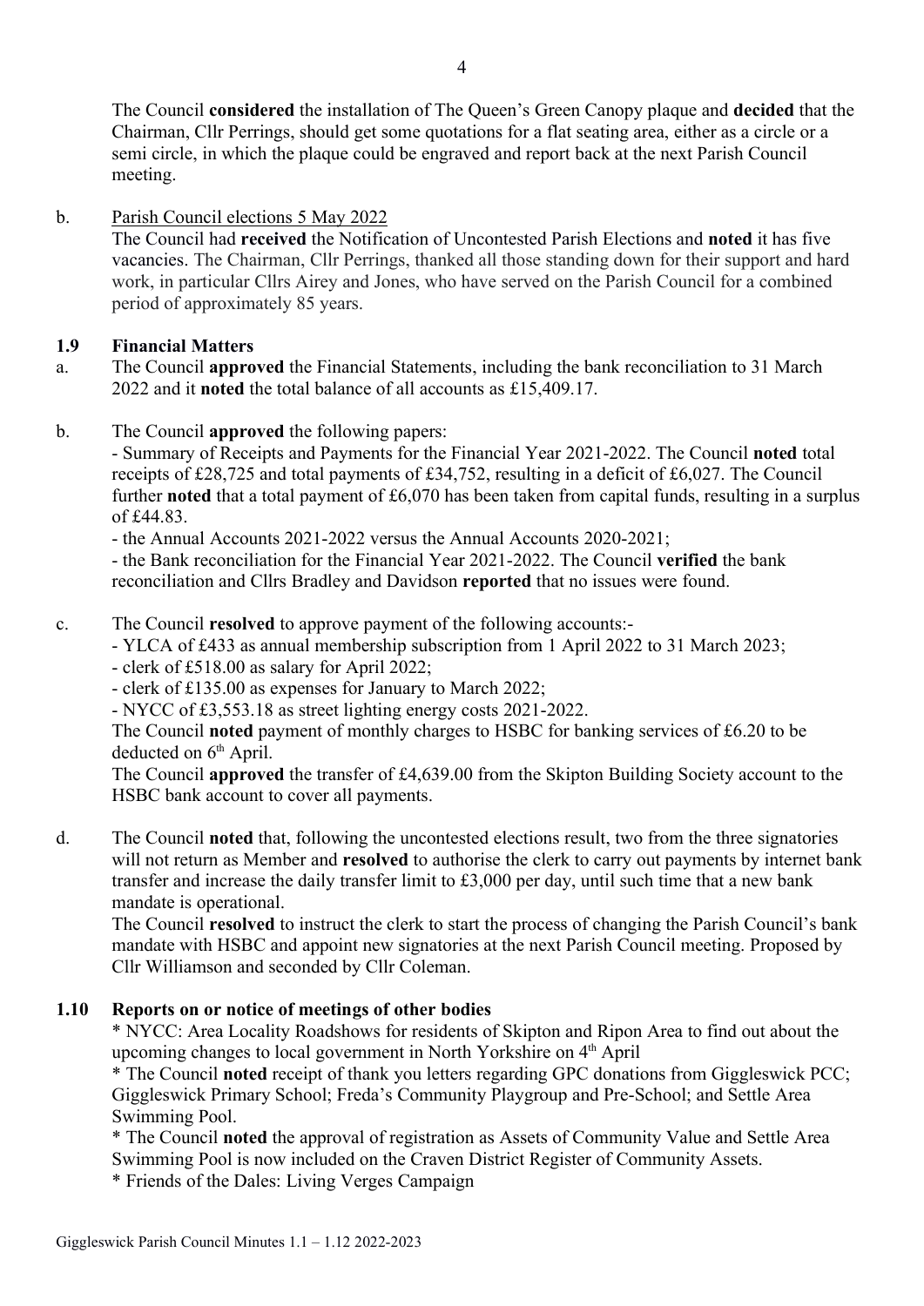The Council **considered** the installation of The Queen's Green Canopy plaque and **decided** that the Chairman, Cllr Perrings, should get some quotations for a flat seating area, either as a circle or a semi circle, in which the plaque could be engraved and report back at the next Parish Council meeting.

b. Parish Council elections 5 May 2022

The Council had **received** the Notification of Uncontested Parish Elections and **noted** it has five vacancies. The Chairman, Cllr Perrings, thanked all those standing down for their support and hard work, in particular Cllrs Airey and Jones, who have served on the Parish Council for a combined period of approximately 85 years.

### 1.9 Financial Matters

a. The Council **approved** the Financial Statements, including the bank reconciliation to 31 March 2022 and it **noted** the total balance of all accounts as £15,409.17.

b. The Council **approved** the following papers:

- Summary of Receipts and Payments for the Financial Year 2021-2022. The Council **noted** total receipts of £28,725 and total payments of £34,752, resulting in a deficit of £6,027. The Council further **noted** that a total payment of £6,070 has been taken from capital funds, resulting in a surplus of £44.83.
- the Annual Accounts 2021-2022 versus the Annual Accounts 2020-2021;
- the Bank reconciliation for the Financial Year 2021-2022. The Council **verified** the bank reconciliation and Cllrs Bradley and Davidson **reported** that no issues were found.

c. The Council **resolved** to approve payment of the following accounts:-

- YLCA of £433 as annual membership subscription from 1 April 2022 to 31 March 2023;
- clerk of £518.00 as salary for April 2022;
- clerk of £135.00 as expenses for January to March 2022;
- NYCC of £3,553.18 as street lighting energy costs 2021-2022.

The Council **noted** payment of monthly charges to HSBC for banking services of £6.20 to be deducted on 6th April.

The Council **approved** the transfer of £4,639.00 from the Skipton Building Society account to the HSBC bank account to cover all payments.

d. The Council **noted** that, following the uncontested elections result, two from the three signatories will not return as Member and **resolved** to authorise the clerk to carry out payments by internet bank transfer and increase the daily transfer limit to £3,000 per day, until such time that a new bank mandate is operational.

The Council **resolved** to instruct the clerk to start the process of changing the Parish Council's bank mandate with HSBC and appoint new signatories at the next Parish Council meeting. Proposed by Cllr Williamson and seconded by Cllr Coleman.

### 1.10 Reports on or notice of meetings of other bodies

* NYCC: Area Locality Roadshows for residents of Skipton and Ripon Area to find out about the upcoming changes to local government in North Yorkshire on 4th April
* The Council **noted** receipt of thank you letters regarding GPC donations from Giggleswick PCC; Giggleswick Primary School; Freda's Community Playgroup and Pre-School; and Settle Area Swimming Pool.
* The Council **noted** the approval of registration as Assets of Community Value and Settle Area Swimming Pool is now included on the Craven District Register of Community Assets.
* Friends of the Dales: Living Verges Campaign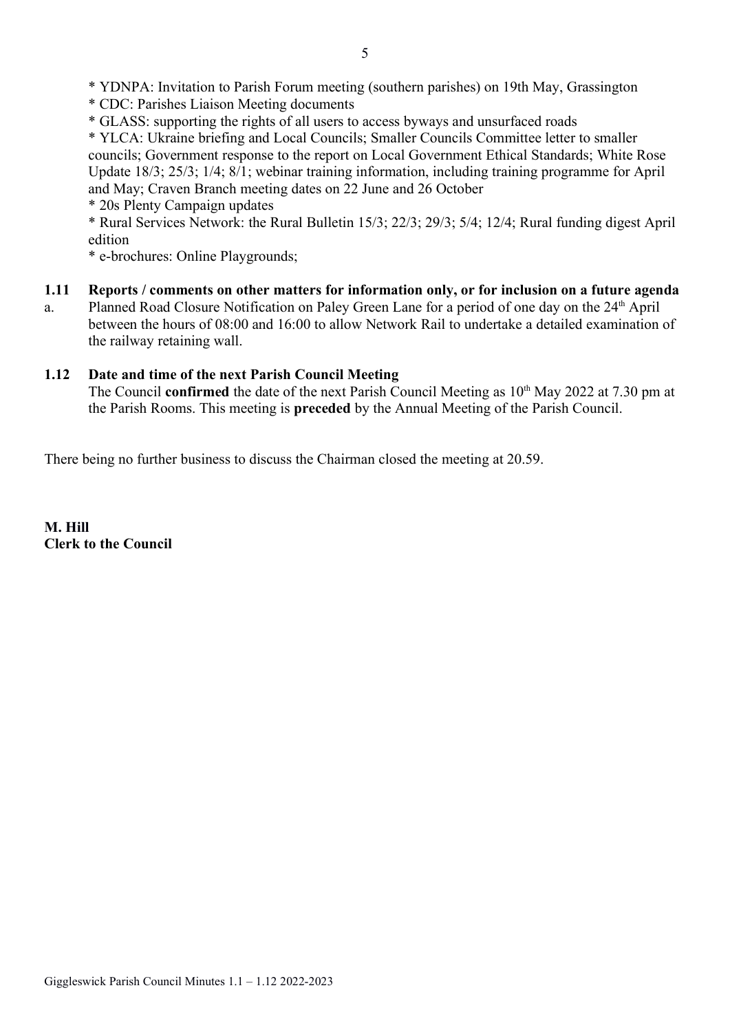* YDNPA: Invitation to Parish Forum meeting (southern parishes) on 19th May, Grassington
* CDC: Parishes Liaison Meeting documents
* GLASS: supporting the rights of all users to access byways and unsurfaced roads
* YLCA: Ukraine briefing and Local Councils; Smaller Councils Committee letter to smaller councils; Government response to the report on Local Government Ethical Standards; White Rose Update 18/3; 25/3; 1/4; 8/1; webinar training information, including training programme for April and May; Craven Branch meeting dates on 22 June and 26 October
* 20s Plenty Campaign updates
* Rural Services Network: the Rural Bulletin 15/3; 22/3; 29/3; 5/4; 12/4; Rural funding digest April edition
* e-brochures: Online Playgrounds;

**1.11 Reports / comments on other matters for information only, or for inclusion on a future agenda**

a. Planned Road Closure Notification on Paley Green Lane for a period of one day on the 24th April between the hours of 08:00 and 16:00 to allow Network Rail to undertake a detailed examination of the railway retaining wall.

**1.12 Date and time of the next Parish Council Meeting**

The Council **confirmed** the date of the next Parish Council Meeting as 10th May 2022 at 7.30 pm at the Parish Rooms. This meeting is **preceded** by the Annual Meeting of the Parish Council.

There being no further business to discuss the Chairman closed the meeting at 20.59.

**M. Hill**
**Clerk to the Council**